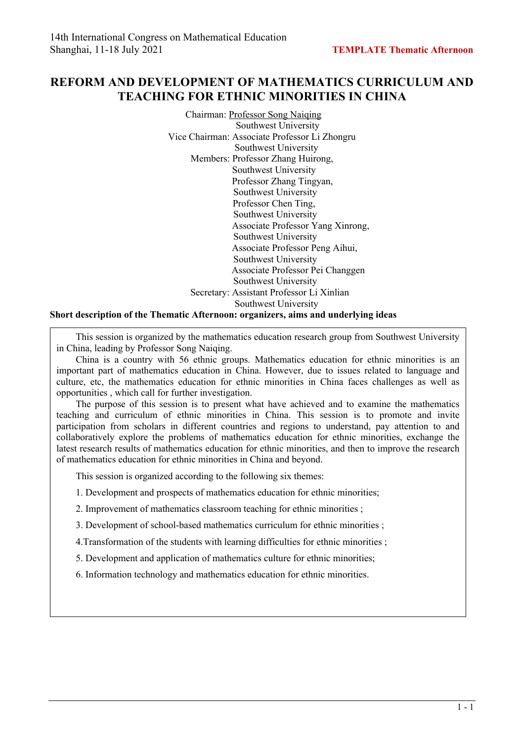# REFORM AND DEVELOPMENT OF MATHEMATICS CURRICULUM AND TEACHING FOR ETHNIC MINORITIES IN CHINA

Chairman: Professor Song Naiqing
Southwest University
Vice Chairman: Associate Professor Li Zhongru
Southwest University
Members: Professor Zhang Huirong,
Southwest University
Professor Zhang Tingyan,
Southwest University
Professor Chen Ting,
Southwest University
Associate Professor Yang Xinrong,
Southwest University
Associate Professor Peng Aihui,
Southwest University
Associate Professor Pei Changgen
Southwest University
Secretary: Assistant Professor Li Xinlian
Southwest University

**Short description of the Thematic Afternoon: organizers, aims and underlying ideas**

This session is organized by the mathematics education research group from Southwest University in China, leading by Professor Song Naiqing.

China is a country with 56 ethnic groups. Mathematics education for ethnic minorities is an important part of mathematics education in China. However, due to issues related to language and culture, etc, the mathematics education for ethnic minorities in China faces challenges as well as opportunities , which call for further investigation.

The purpose of this session is to present what have achieved and to examine the mathematics teaching and curriculum of ethnic minorities in China. This session is to promote and invite participation from scholars in different countries and regions to understand, pay attention to and collaboratively explore the problems of mathematics education for ethnic minorities, exchange the latest research results of mathematics education for ethnic minorities, and then to improve the research of mathematics education for ethnic minorities in China and beyond.

This session is organized according to the following six themes:

1. Development and prospects of mathematics education for ethnic minorities;
2. Improvement of mathematics classroom teaching for ethnic minorities ;
3. Development of school-based mathematics curriculum for ethnic minorities ;
4. Transformation of the students with learning difficulties for ethnic minorities ;
5. Development and application of mathematics culture for ethnic minorities;
6. Information technology and mathematics education for ethnic minorities.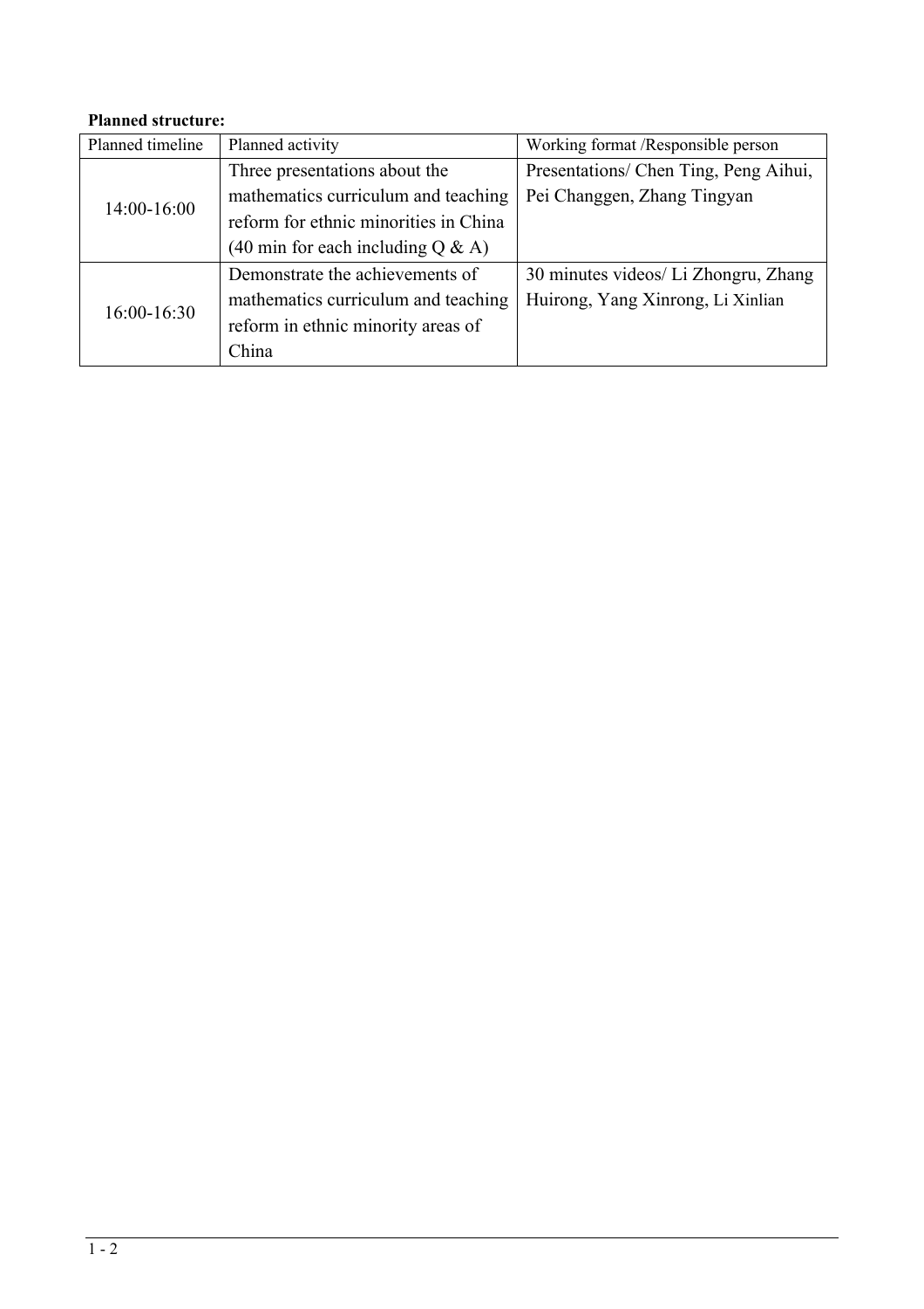**Planned structure:**

| Planned timeline | Planned activity | Working format /Responsible person |
| --- | --- | --- |
| 14:00-16:00 | Three presentations about the mathematics curriculum and teaching reform for ethnic minorities in China (40 min for each including Q & A) | Presentations/ Chen Ting, Peng Aihui, Pei Changgen, Zhang Tingyan |
| 16:00-16:30 | Demonstrate the achievements of mathematics curriculum and teaching reform in ethnic minority areas of China | 30 minutes videos/ Li Zhongru, Zhang Huirong, Yang Xinrong, Li Xinlian |